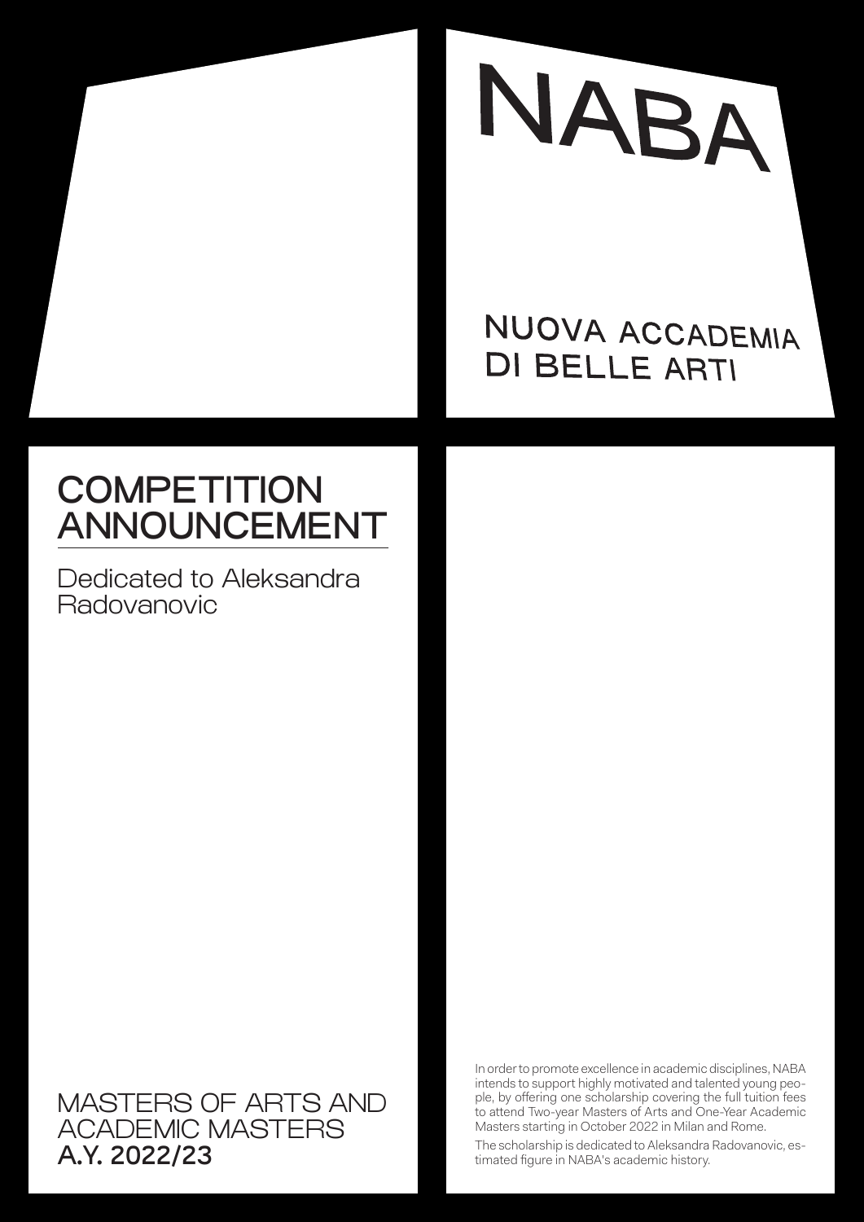# NABA

NUOVA ACCADEMIA DI BELLE ARTI

## COMPETITION ANNOUNCEMENT

Dedicated to Aleksandra Radovanovic

MASTERS OF ARTS AND ACADEMIC MASTERS
**A.Y. 2022/23**

In order to promote excellence in academic disciplines, NABA intends to support highly motivated and talented young people, by offering one scholarship covering the full tuition fees to attend Two-year Masters of Arts and One-Year Academic Masters starting in October 2022 in Milan and Rome.

The scholarship is dedicated to Aleksandra Radovanovic, estimated figure in NABA's academic history.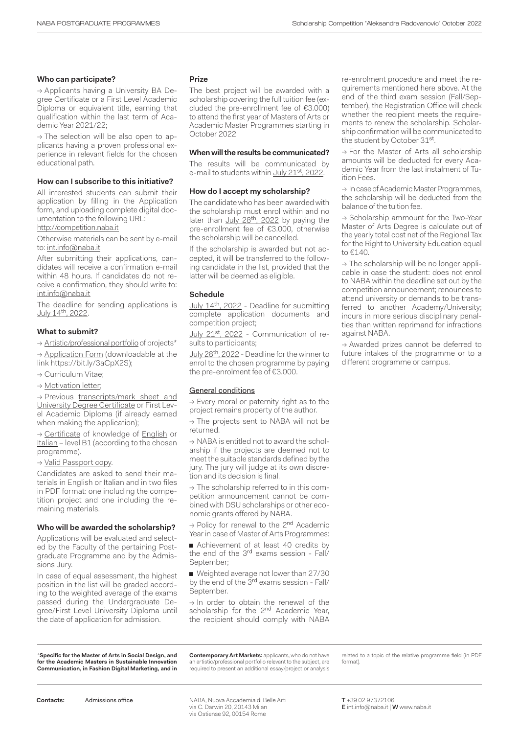### Who can participate?

→ Applicants having a University BA Degree Certificate or a First Level Academic Diploma or equivalent title, earning that qualification within the last term of Academic Year 2021/22;

→ The selection will be also open to applicants having a proven professional experience in relevant fields for the chosen educational path.

### How can I subscribe to this initiative?

All interested students can submit their application by filling in the Application form, and uploading complete digital documentation to the following URL:
http://competition.naba.it

Otherwise materials can be sent by e-mail to: int.info@naba.it

After submitting their applications, candidates will receive a confirmation e-mail within 48 hours. If candidates do not receive a confirmation, they should write to: int.info@naba.it

The deadline for sending applications is July 14th, 2022.

### What to submit?

→ Artistic/professional portfolio of projects*

→ Application Form (downloadable at the link https://bit.ly/3aCpX2S);

→ Curriculum Vitae;

→ Motivation letter;

→ Previous transcripts/mark sheet and University Degree Certificate or First Level Academic Diploma (if already earned when making the application);

→ Certificate of knowledge of English or Italian – level B1 (according to the chosen programme).

→ Valid Passport copy.

Candidates are asked to send their materials in English or Italian and in two files in PDF format: one including the competition project and one including the remaining materials.

### Who will be awarded the scholarship?

Applications will be evaluated and selected by the Faculty of the pertaining Postgraduate Programme and by the Admissions Jury.

In case of equal assessment, the highest position in the list will be graded according to the weighted average of the exams passed during the Undergraduate Degree/First Level University Diploma until the date of application for admission.

### Prize

The best project will be awarded with a scholarship covering the full tuition fee (excluded the pre-enrollment fee of €3.000) to attend the first year of Masters of Arts or Academic Master Programmes starting in October 2022.

### When will the results be communicated?

The results will be communicated by e-mail to students within July 21st, 2022.

### How do I accept my scholarship?

The candidate who has been awarded with the scholarship must enrol within and no later than July 28th, 2022 by paying the pre-enrollment fee of €3.000, otherwise the scholarship will be cancelled.

If the scholarship is awarded but not accepted, it will be transferred to the following candidate in the list, provided that the latter will be deemed as eligible.

### Schedule

July 14th, 2022 - Deadline for submitting complete application documents and competition project;

July 21st, 2022 - Communication of results to participants;

July 28th, 2022 - Deadline for the winner to enrol to the chosen programme by paying the pre-enrolment fee of €3.000.

### General conditions

→ Every moral or paternity right as to the project remains property of the author.

→ The projects sent to NABA will not be returned.

→ NABA is entitled not to award the scholarship if the projects are deemed not to meet the suitable standards defined by the jury. The jury will judge at its own discretion and its decision is final.

→ The scholarship referred to in this competition announcement cannot be combined with DSU scholarships or other economic grants offered by NABA.

→ Policy for renewal to the 2nd Academic Year in case of Master of Arts Programmes:

- Achievement of at least 40 credits by the end of the 3rd exams session - Fall/September;
- Weighted average not lower than 27/30 by the end of the 3rd exams session - Fall/September.

→ In order to obtain the renewal of the scholarship for the 2nd Academic Year, the recipient should comply with NABA re-enrolment procedure and meet the requirements mentioned here above. At the end of the third exam session (Fall/September), the Registration Office will check whether the recipient meets the requirements to renew the scholarship. Scholarship confirmation will be communicated to the student by October 31st.

→ For the Master of Arts all scholarship amounts will be deducted for every Academic Year from the last instalment of Tuition Fees.

→ In case of Academic Master Programmes, the scholarship will be deducted from the balance of the tuition fee.

→ Scholarship ammount for the Two-Year Master of Arts Degree is calculate out of the yearly total cost net of the Regional Tax for the Right to University Education equal to €140.

→ The scholarship will be no longer applicable in case the student: does not enrol to NABA within the deadline set out by the competition announcement; renounces to attend university or demands to be transferred to another Academy/University; incurs in more serious disciplinary penalties than written reprimand for infractions against NABA.

→ Awarded prizes cannot be deferred to future intakes of the programme or to a different programme or campus.

*__Specific for the Master of Arts in Social Design, and for the Academic Masters in Sustainable Innovation Communication, in Fashion Digital Marketing, and in Contemporary Art Markets:__ applicants, who do not have an artistic/professional portfolio relevant to the subject, are required to present an additional essay/project or analysis related to a topic of the relative programme field (in PDF format).

**Contacts:** Admissions office

NABA, Nuova Accademia di Belle Arti
via C. Darwin 20, 20143 Milan
via Ostiense 92, 00154 Rome

**T** +39 02 97372106
**E** int.info@naba.it | **W** www.naba.it